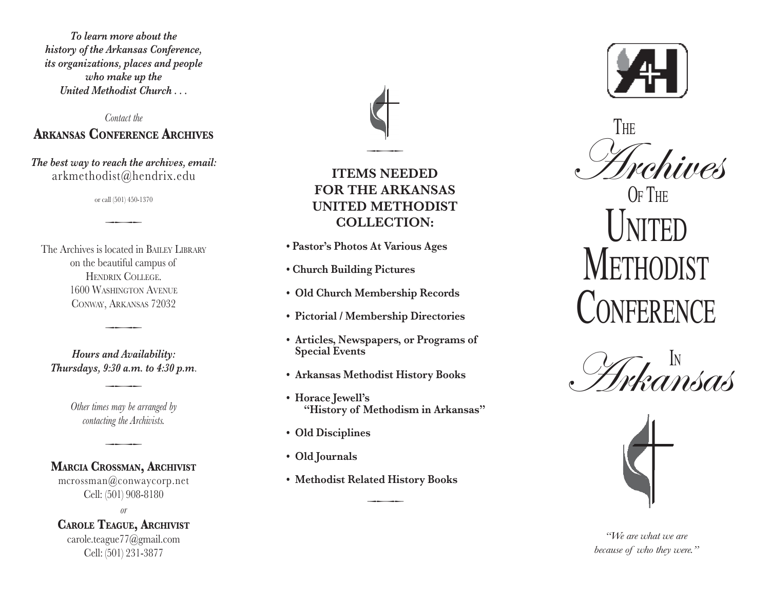*To learn more about the history of the Arkansas Conference, its organizations, places and people who make up the United Methodist Church . . .*

*Contact the*

## Arkansas Conference Archives

***The best way to reach the archives, email:***
arkmethodist@hendrix.edu

or call (501) 450-1370

The Archives is located in Bailey Library on the beautiful campus of Hendrix College.
1600 Washington Avenue
Conway, Arkansas 72032

***Hours and Availability:***
***Thursdays, 9:30 a.m. to 4:30 p.m.***

*Other times may be arranged by contacting the Archivists.*

**Marcia Crossman, Archivist**
mcrossman@conwaycorp.net
Cell: (501) 908-8180

*or*

**Carole Teague, Archivist**
carole.teague77@gmail.com
Cell: (501) 231-3877

## ITEMS NEEDED FOR THE ARKANSAS UNITED METHODIST COLLECTION:

- **Pastor's Photos At Various Ages**
- **Church Building Pictures**
- **Old Church Membership Records**
- **Pictorial / Membership Directories**
- **Articles, Newspapers, or Programs of Special Events**
- **Arkansas Methodist History Books**
- **Horace Jewell's "History of Methodism in Arkansas"**
- **Old Disciplines**
- **Old Journals**
- **Methodist Related History Books**

# The Archives Of The United Methodist Conference In Arkansas

*"We are what we are because of who they were."*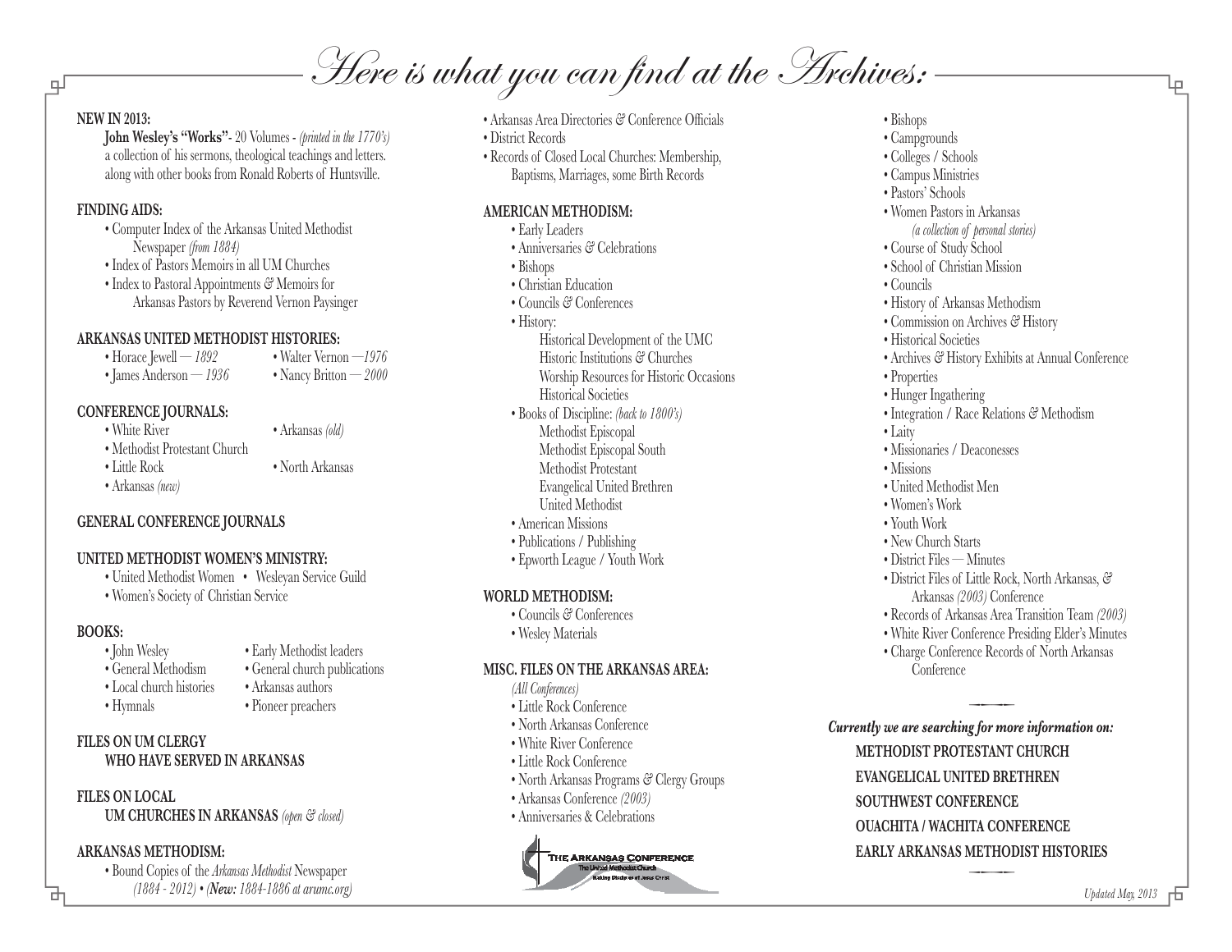# *Here is what you can find at the Archives:*

**NEW IN 2013:**

**John Wesley's "Works"**- 20 Volumes - *(printed in the 1770's)* a collection of his sermons, theological teachings and letters. along with other books from Ronald Roberts of Huntsville.

**FINDING AIDS:**

- Computer Index of the Arkansas United Methodist Newspaper *(from 1884)*
- Index of Pastors Memoirs in all UM Churches
- Index to Pastoral Appointments & Memoirs for Arkansas Pastors by Reverend Vernon Paysinger

**ARKANSAS UNITED METHODIST HISTORIES:**

- Horace Jewell — *1892*
- Walter Vernon —*1976*
- James Anderson — *1936*
- Nancy Britton — *2000*

**CONFERENCE JOURNALS:**

- White River
- Arkansas *(old)*
- Methodist Protestant Church
- Little Rock
- North Arkansas
- Arkansas *(new)*

**GENERAL CONFERENCE JOURNALS**

**UNITED METHODIST WOMEN'S MINISTRY:**

- United Methodist Women
- Wesleyan Service Guild
- Women's Society of Christian Service

**BOOKS:**

- John Wesley
- Early Methodist leaders
- General Methodism
- General church publications
- Local church histories
- Arkansas authors
- Hymnals
- Pioneer preachers

**FILES ON UM CLERGY WHO HAVE SERVED IN ARKANSAS**

**FILES ON LOCAL UM CHURCHES IN ARKANSAS** *(open & closed)*

**ARKANSAS METHODISM:**

- Bound Copies of the *Arkansas Methodist* Newspaper *(1884 - 2012)* • *(**New:** 1884-1886 at arumc.org)*
- Arkansas Area Directories & Conference Officials
- District Records
- Records of Closed Local Churches: Membership, Baptisms, Marriages, some Birth Records

**AMERICAN METHODISM:**

- Early Leaders
- Anniversaries & Celebrations
- Bishops
- Christian Education
- Councils & Conferences
- History:
  - Historical Development of the UMC
  - Historic Institutions & Churches
  - Worship Resources for Historic Occasions
  - Historical Societies
- Books of Discipline: *(back to 1800's)*
  - Methodist Episcopal
  - Methodist Episcopal South
  - Methodist Protestant
  - Evangelical United Brethren
  - United Methodist
- American Missions
- Publications / Publishing
- Epworth League / Youth Work

**WORLD METHODISM:**

- Councils & Conferences
- Wesley Materials

**MISC. FILES ON THE ARKANSAS AREA:**

*(All Conferences)*

- Little Rock Conference
- North Arkansas Conference
- White River Conference
- Little Rock Conference
- North Arkansas Programs & Clergy Groups
- Arkansas Conference *(2003)*
- Anniversaries & Celebrations

THE ARKANSAS CONFERENCE
The United Methodist Church
Making Disciples of Jesus Christ

- Bishops
- Campgrounds
- Colleges / Schools
- Campus Ministries
- Pastors' Schools
- Women Pastors in Arkansas *(a collection of personal stories)*
- Course of Study School
- School of Christian Mission
- Councils
- History of Arkansas Methodism
- Commission on Archives & History
- Historical Societies
- Archives & History Exhibits at Annual Conference
- Properties
- Hunger Ingathering
- Integration / Race Relations & Methodism
- Laity
- Missionaries / Deaconesses
- Missions
- United Methodist Men
- Women's Work
- Youth Work
- New Church Starts
- District Files — Minutes
- District Files of Little Rock, North Arkansas, & Arkansas *(2003)* Conference
- Records of Arkansas Area Transition Team *(2003)*
- White River Conference Presiding Elder's Minutes
- Charge Conference Records of North Arkansas Conference

***Currently we are searching for more information on:***

**METHODIST PROTESTANT CHURCH**

**EVANGELICAL UNITED BRETHREN**

**SOUTHWEST CONFERENCE**

**OUACHITA / WACHITA CONFERENCE**

**EARLY ARKANSAS METHODIST HISTORIES**

*Updated May, 2013*